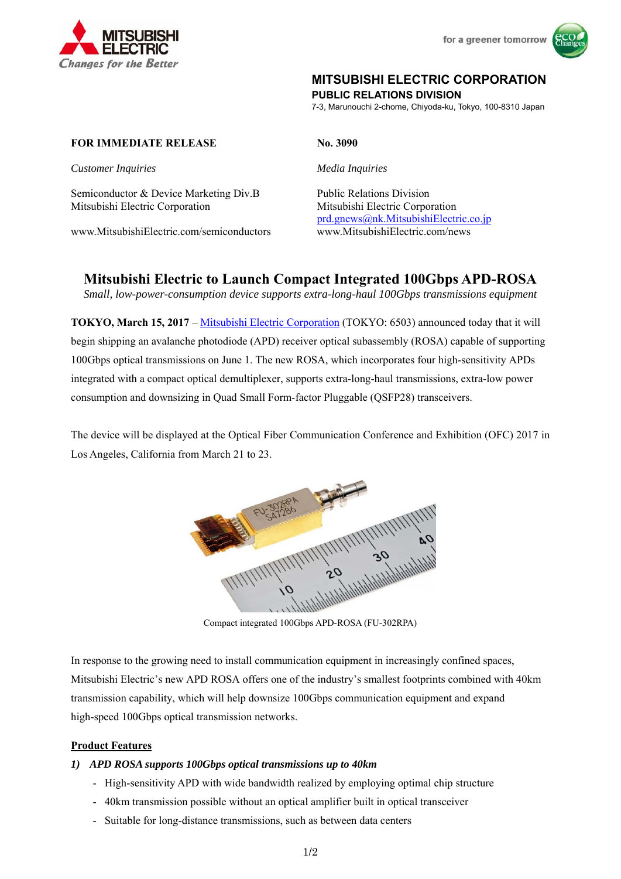MITSUBISHI ELECTRIC
*Changes for the Better*

for a greener tomorrow

**MITSUBISHI ELECTRIC CORPORATION**
**PUBLIC RELATIONS DIVISION**
7-3, Marunouchi 2-chome, Chiyoda-ku, Tokyo, 100-8310 Japan

**FOR IMMEDIATE RELEASE**

**No. 3090**

*Customer Inquiries*

Semiconductor & Device Marketing Div.B
Mitsubishi Electric Corporation

www.MitsubishiElectric.com/semiconductors

*Media Inquiries*

Public Relations Division
Mitsubishi Electric Corporation
prd.gnews@nk.MitsubishiElectric.co.jp
www.MitsubishiElectric.com/news

# Mitsubishi Electric to Launch Compact Integrated 100Gbps APD-ROSA

*Small, low-power-consumption device supports extra-long-haul 100Gbps transmissions equipment*

**TOKYO, March 15, 2017** – Mitsubishi Electric Corporation (TOKYO: 6503) announced today that it will begin shipping an avalanche photodiode (APD) receiver optical subassembly (ROSA) capable of supporting 100Gbps optical transmissions on June 1. The new ROSA, which incorporates four high-sensitivity APDs integrated with a compact optical demultiplexer, supports extra-long-haul transmissions, extra-low power consumption and downsizing in Quad Small Form-factor Pluggable (QSFP28) transceivers.

The device will be displayed at the Optical Fiber Communication Conference and Exhibition (OFC) 2017 in Los Angeles, California from March 21 to 23.

Compact integrated 100Gbps APD-ROSA (FU-302RPA)

In response to the growing need to install communication equipment in increasingly confined spaces, Mitsubishi Electric's new APD ROSA offers one of the industry's smallest footprints combined with 40km transmission capability, which will help downsize 100Gbps communication equipment and expand high-speed 100Gbps optical transmission networks.

**Product Features**

***1) APD ROSA supports 100Gbps optical transmissions up to 40km***

- High-sensitivity APD with wide bandwidth realized by employing optimal chip structure
- 40km transmission possible without an optical amplifier built in optical transceiver
- Suitable for long-distance transmissions, such as between data centers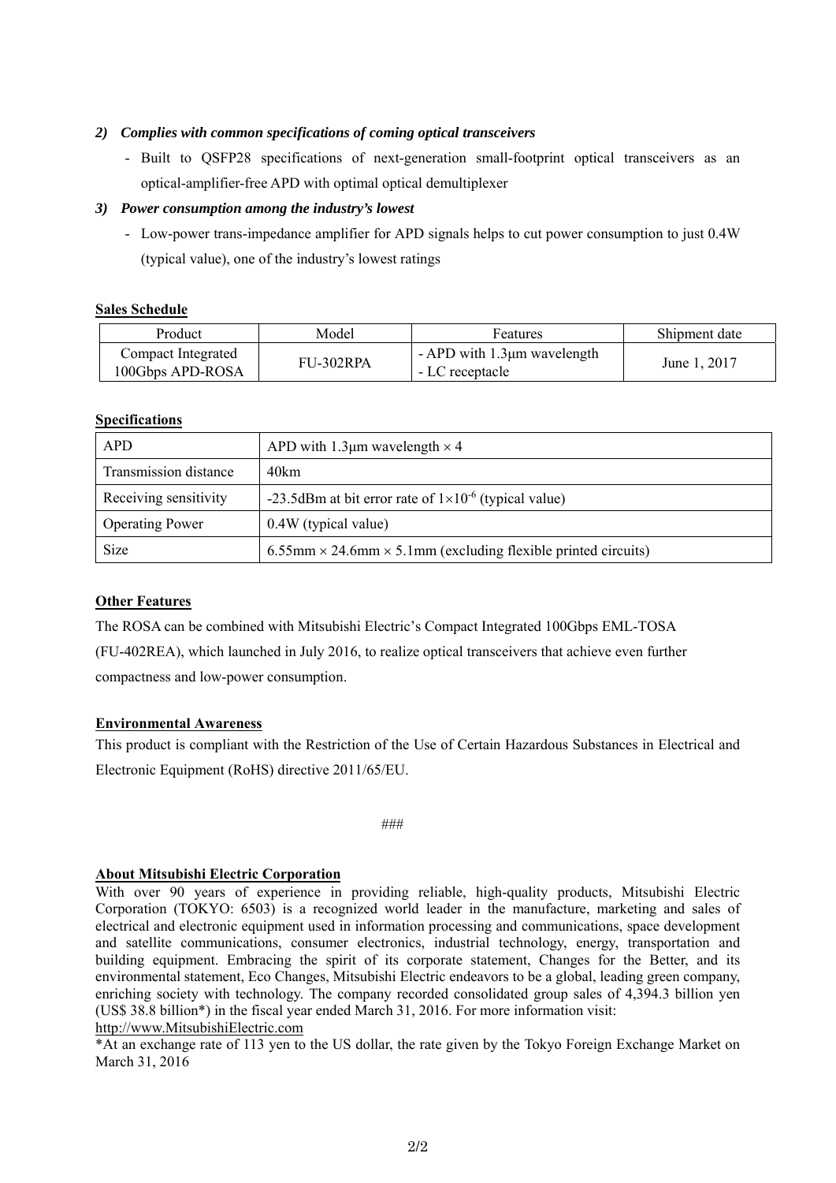*2) Complies with common specifications of coming optical transceivers*

- Built to QSFP28 specifications of next-generation small-footprint optical transceivers as an optical-amplifier-free APD with optimal optical demultiplexer

*3) Power consumption among the industry's lowest*

- Low-power trans-impedance amplifier for APD signals helps to cut power consumption to just 0.4W (typical value), one of the industry's lowest ratings

**Sales Schedule**

| Product | Model | Features | Shipment date |
|---|---|---|---|
| Compact Integrated 100Gbps APD-ROSA | FU-302RPA | - APD with 1.3μm wavelength<br>- LC receptacle | June 1, 2017 |

**Specifications**

| | |
|---|---|
| APD | APD with 1.3μm wavelength × 4 |
| Transmission distance | 40km |
| Receiving sensitivity | -23.5dBm at bit error rate of $1\times10^{-6}$ (typical value) |
| Operating Power | 0.4W (typical value) |
| Size | 6.55mm × 24.6mm × 5.1mm (excluding flexible printed circuits) |

**Other Features**

The ROSA can be combined with Mitsubishi Electric's Compact Integrated 100Gbps EML-TOSA (FU-402REA), which launched in July 2016, to realize optical transceivers that achieve even further compactness and low-power consumption.

**Environmental Awareness**

This product is compliant with the Restriction of the Use of Certain Hazardous Substances in Electrical and Electronic Equipment (RoHS) directive 2011/65/EU.

###

**About Mitsubishi Electric Corporation**

With over 90 years of experience in providing reliable, high-quality products, Mitsubishi Electric Corporation (TOKYO: 6503) is a recognized world leader in the manufacture, marketing and sales of electrical and electronic equipment used in information processing and communications, space development and satellite communications, consumer electronics, industrial technology, energy, transportation and building equipment. Embracing the spirit of its corporate statement, Changes for the Better, and its environmental statement, Eco Changes, Mitsubishi Electric endeavors to be a global, leading green company, enriching society with technology. The company recorded consolidated group sales of 4,394.3 billion yen (US$ 38.8 billion*) in the fiscal year ended March 31, 2016. For more information visit: http://www.MitsubishiElectric.com

*At an exchange rate of 113 yen to the US dollar, the rate given by the Tokyo Foreign Exchange Market on March 31, 2016